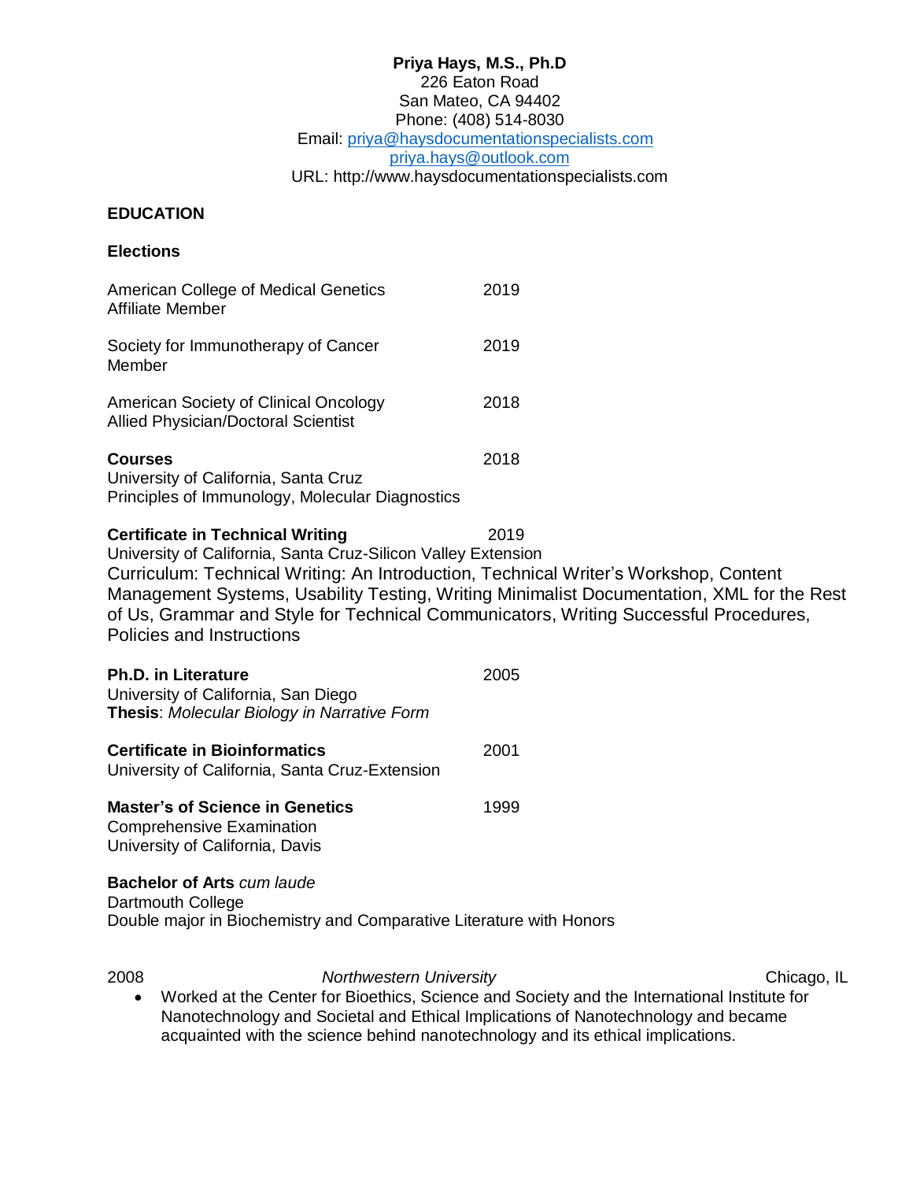**Priya Hays, M.S., Ph.D**
226 Eaton Road
San Mateo, CA 94402
Phone: (408) 514-8030
Email: priya@haysdocumentationspecialists.com
priya.hays@outlook.com
URL: http://www.haysdocumentationspecialists.com

## EDUCATION

### Elections

American College of Medical Genetics — 2019
Affiliate Member

Society for Immunotherapy of Cancer — 2019
Member

American Society of Clinical Oncology — 2018
Allied Physician/Doctoral Scientist

**Courses** — 2018
University of California, Santa Cruz
Principles of Immunology, Molecular Diagnostics

**Certificate in Technical Writing** — 2019
University of California, Santa Cruz-Silicon Valley Extension
Curriculum: Technical Writing: An Introduction, Technical Writer's Workshop, Content Management Systems, Usability Testing, Writing Minimalist Documentation, XML for the Rest of Us, Grammar and Style for Technical Communicators, Writing Successful Procedures, Policies and Instructions

**Ph.D. in Literature** — 2005
University of California, San Diego
**Thesis**: *Molecular Biology in Narrative Form*

**Certificate in Bioinformatics** — 2001
University of California, Santa Cruz-Extension

**Master's of Science in Genetics** — 1999
Comprehensive Examination
University of California, Davis

**Bachelor of Arts** *cum laude*
Dartmouth College
Double major in Biochemistry and Comparative Literature with Honors

2008 — *Northwestern University* — Chicago, IL

- Worked at the Center for Bioethics, Science and Society and the International Institute for Nanotechnology and Societal and Ethical Implications of Nanotechnology and became acquainted with the science behind nanotechnology and its ethical implications.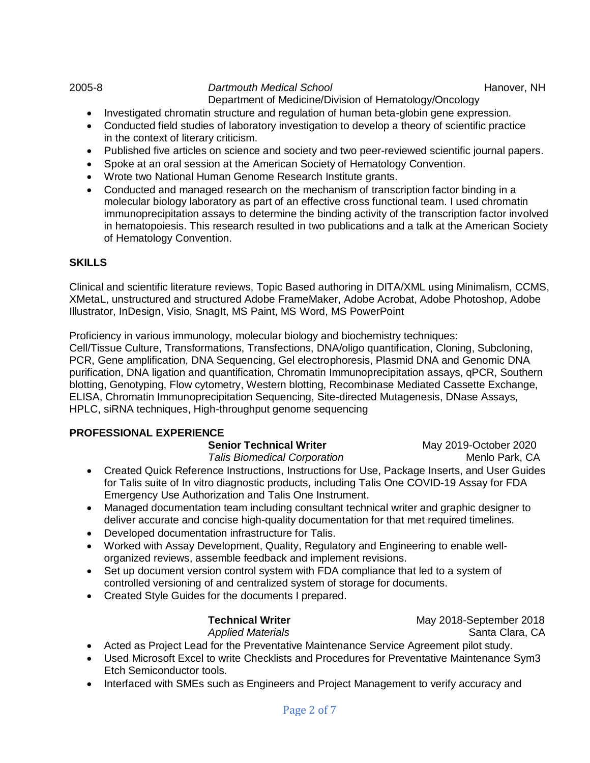2005-8 *Dartmouth Medical School* Hanover, NH
Department of Medicine/Division of Hematology/Oncology

- Investigated chromatin structure and regulation of human beta-globin gene expression.
- Conducted field studies of laboratory investigation to develop a theory of scientific practice in the context of literary criticism.
- Published five articles on science and society and two peer-reviewed scientific journal papers.
- Spoke at an oral session at the American Society of Hematology Convention.
- Wrote two National Human Genome Research Institute grants.
- Conducted and managed research on the mechanism of transcription factor binding in a molecular biology laboratory as part of an effective cross functional team. I used chromatin immunoprecipitation assays to determine the binding activity of the transcription factor involved in hematopoiesis. This research resulted in two publications and a talk at the American Society of Hematology Convention.

## SKILLS

Clinical and scientific literature reviews, Topic Based authoring in DITA/XML using Minimalism, CCMS, XMetaL, unstructured and structured Adobe FrameMaker, Adobe Acrobat, Adobe Photoshop, Adobe Illustrator, InDesign, Visio, SnagIt, MS Paint, MS Word, MS PowerPoint

Proficiency in various immunology, molecular biology and biochemistry techniques:
Cell/Tissue Culture, Transformations, Transfections, DNA/oligo quantification, Cloning, Subcloning, PCR, Gene amplification, DNA Sequencing, Gel electrophoresis, Plasmid DNA and Genomic DNA purification, DNA ligation and quantification, Chromatin Immunoprecipitation assays, qPCR, Southern blotting, Genotyping, Flow cytometry, Western blotting, Recombinase Mediated Cassette Exchange, ELISA, Chromatin Immunoprecipitation Sequencing, Site-directed Mutagenesis, DNase Assays, HPLC, siRNA techniques, High-throughput genome sequencing

## PROFESSIONAL EXPERIENCE

**Senior Technical Writer** May 2019-October 2020
*Talis Biomedical Corporation* Menlo Park, CA

- Created Quick Reference Instructions, Instructions for Use, Package Inserts, and User Guides for Talis suite of In vitro diagnostic products, including Talis One COVID-19 Assay for FDA Emergency Use Authorization and Talis One Instrument.
- Managed documentation team including consultant technical writer and graphic designer to deliver accurate and concise high-quality documentation for that met required timelines.
- Developed documentation infrastructure for Talis.
- Worked with Assay Development, Quality, Regulatory and Engineering to enable well-organized reviews, assemble feedback and implement revisions.
- Set up document version control system with FDA compliance that led to a system of controlled versioning of and centralized system of storage for documents.
- Created Style Guides for the documents I prepared.

**Technical Writer** May 2018-September 2018
*Applied Materials* Santa Clara, CA

- Acted as Project Lead for the Preventative Maintenance Service Agreement pilot study.
- Used Microsoft Excel to write Checklists and Procedures for Preventative Maintenance Sym3 Etch Semiconductor tools.
- Interfaced with SMEs such as Engineers and Project Management to verify accuracy and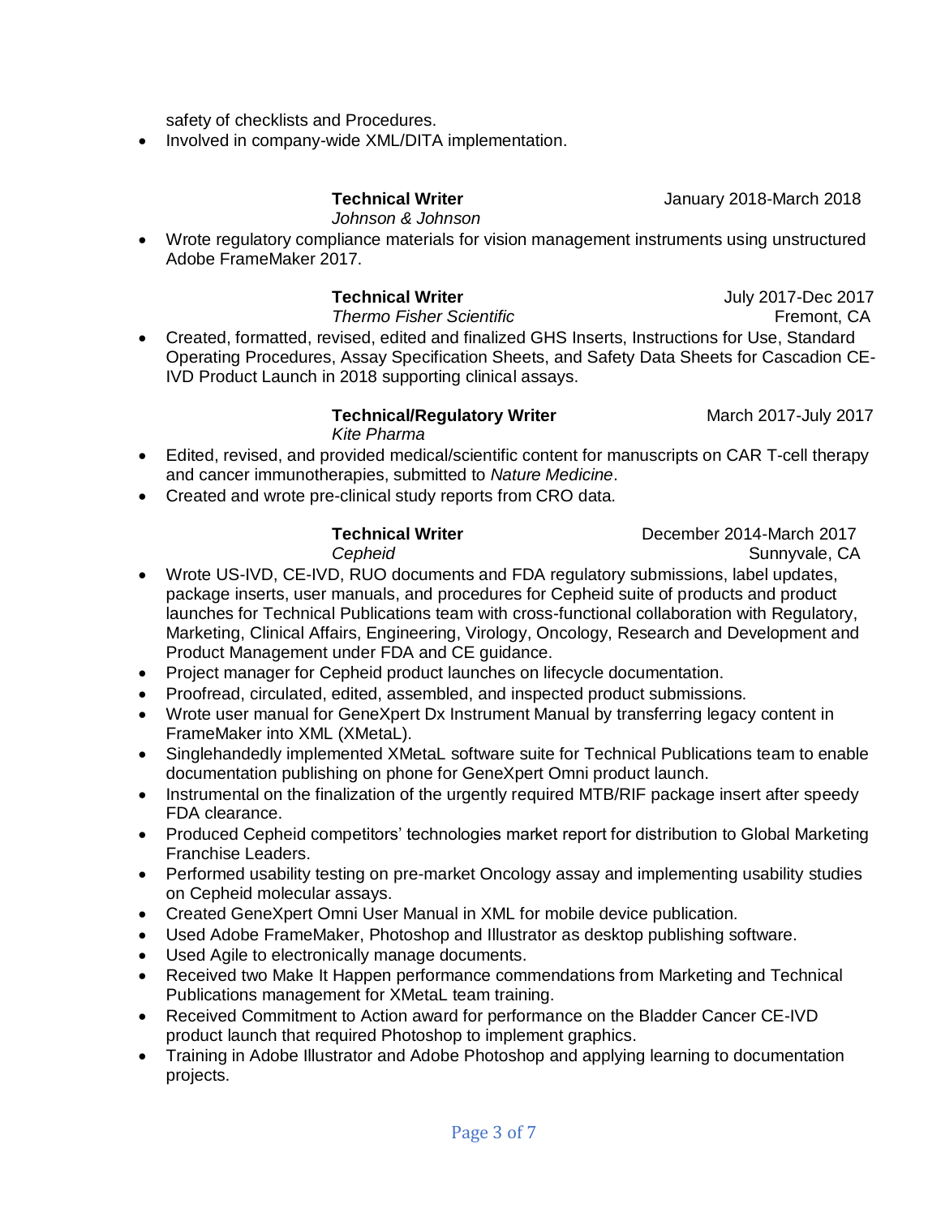safety of checklists and Procedures.
- Involved in company-wide XML/DITA implementation.

**Technical Writer** January 2018-March 2018
*Johnson & Johnson*

- Wrote regulatory compliance materials for vision management instruments using unstructured Adobe FrameMaker 2017.

**Technical Writer** July 2017-Dec 2017
*Thermo Fisher Scientific* Fremont, CA

- Created, formatted, revised, edited and finalized GHS Inserts, Instructions for Use, Standard Operating Procedures, Assay Specification Sheets, and Safety Data Sheets for Cascadion CE-IVD Product Launch in 2018 supporting clinical assays.

**Technical/Regulatory Writer** March 2017-July 2017
*Kite Pharma*

- Edited, revised, and provided medical/scientific content for manuscripts on CAR T-cell therapy and cancer immunotherapies, submitted to *Nature Medicine*.
- Created and wrote pre-clinical study reports from CRO data.

**Technical Writer** December 2014-March 2017
*Cepheid* Sunnyvale, CA

- Wrote US-IVD, CE-IVD, RUO documents and FDA regulatory submissions, label updates, package inserts, user manuals, and procedures for Cepheid suite of products and product launches for Technical Publications team with cross-functional collaboration with Regulatory, Marketing, Clinical Affairs, Engineering, Virology, Oncology, Research and Development and Product Management under FDA and CE guidance.
- Project manager for Cepheid product launches on lifecycle documentation.
- Proofread, circulated, edited, assembled, and inspected product submissions.
- Wrote user manual for GeneXpert Dx Instrument Manual by transferring legacy content in FrameMaker into XML (XMetaL).
- Singlehandedly implemented XMetaL software suite for Technical Publications team to enable documentation publishing on phone for GeneXpert Omni product launch.
- Instrumental on the finalization of the urgently required MTB/RIF package insert after speedy FDA clearance.
- Produced Cepheid competitors' technologies market report for distribution to Global Marketing Franchise Leaders.
- Performed usability testing on pre-market Oncology assay and implementing usability studies on Cepheid molecular assays.
- Created GeneXpert Omni User Manual in XML for mobile device publication.
- Used Adobe FrameMaker, Photoshop and Illustrator as desktop publishing software.
- Used Agile to electronically manage documents.
- Received two Make It Happen performance commendations from Marketing and Technical Publications management for XMetaL team training.
- Received Commitment to Action award for performance on the Bladder Cancer CE-IVD product launch that required Photoshop to implement graphics.
- Training in Adobe Illustrator and Adobe Photoshop and applying learning to documentation projects.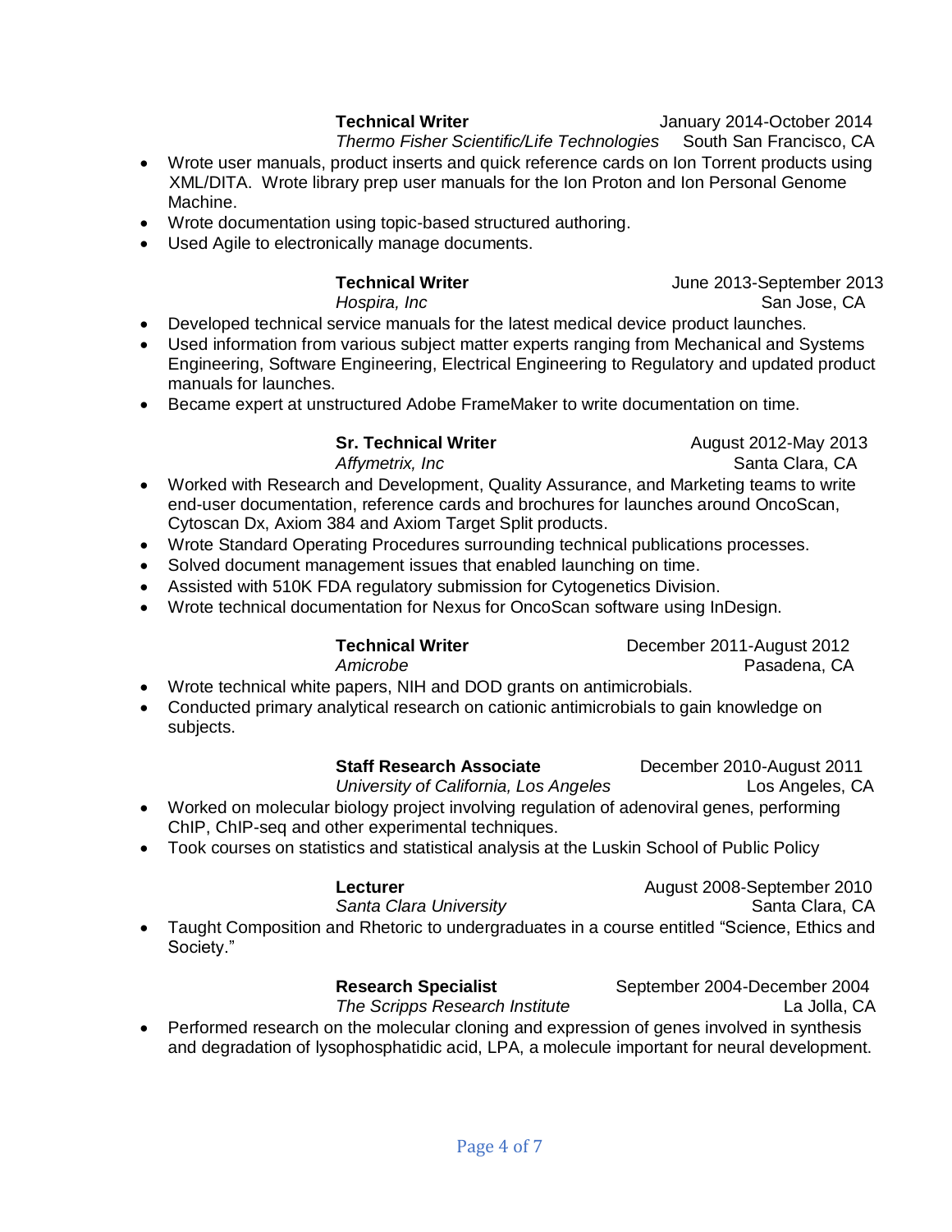**Technical Writer** January 2014-October 2014
*Thermo Fisher Scientific/Life Technologies* South San Francisco, CA

- Wrote user manuals, product inserts and quick reference cards on Ion Torrent products using XML/DITA. Wrote library prep user manuals for the Ion Proton and Ion Personal Genome Machine.
- Wrote documentation using topic-based structured authoring.
- Used Agile to electronically manage documents.

**Technical Writer** June 2013-September 2013
*Hospira, Inc* San Jose, CA

- Developed technical service manuals for the latest medical device product launches.
- Used information from various subject matter experts ranging from Mechanical and Systems Engineering, Software Engineering, Electrical Engineering to Regulatory and updated product manuals for launches.
- Became expert at unstructured Adobe FrameMaker to write documentation on time.

**Sr. Technical Writer** August 2012-May 2013
*Affymetrix, Inc* Santa Clara, CA

- Worked with Research and Development, Quality Assurance, and Marketing teams to write end-user documentation, reference cards and brochures for launches around OncoScan, Cytoscan Dx, Axiom 384 and Axiom Target Split products.
- Wrote Standard Operating Procedures surrounding technical publications processes.
- Solved document management issues that enabled launching on time.
- Assisted with 510K FDA regulatory submission for Cytogenetics Division.
- Wrote technical documentation for Nexus for OncoScan software using InDesign.

**Technical Writer** December 2011-August 2012
*Amicrobe* Pasadena, CA

- Wrote technical white papers, NIH and DOD grants on antimicrobials.
- Conducted primary analytical research on cationic antimicrobials to gain knowledge on subjects.

**Staff Research Associate** December 2010-August 2011
*University of California, Los Angeles* Los Angeles, CA

- Worked on molecular biology project involving regulation of adenoviral genes, performing ChIP, ChIP-seq and other experimental techniques.
- Took courses on statistics and statistical analysis at the Luskin School of Public Policy

**Lecturer** August 2008-September 2010
*Santa Clara University* Santa Clara, CA

- Taught Composition and Rhetoric to undergraduates in a course entitled "Science, Ethics and Society."

**Research Specialist** September 2004-December 2004
*The Scripps Research Institute* La Jolla, CA

- Performed research on the molecular cloning and expression of genes involved in synthesis and degradation of lysophosphatidic acid, LPA, a molecule important for neural development.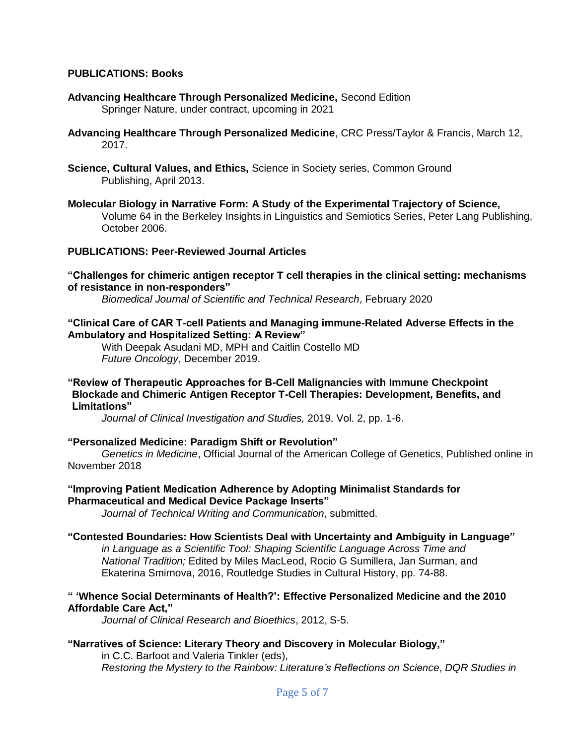## PUBLICATIONS: Books

**Advancing Healthcare Through Personalized Medicine,** Second Edition
Springer Nature, under contract, upcoming in 2021

**Advancing Healthcare Through Personalized Medicine**, CRC Press/Taylor & Francis, March 12, 2017.

**Science, Cultural Values, and Ethics,** Science in Society series, Common Ground Publishing, April 2013.

**Molecular Biology in Narrative Form: A Study of the Experimental Trajectory of Science,** Volume 64 in the Berkeley Insights in Linguistics and Semiotics Series, Peter Lang Publishing, October 2006.

## PUBLICATIONS: Peer-Reviewed Journal Articles

**"Challenges for chimeric antigen receptor T cell therapies in the clinical setting: mechanisms of resistance in non-responders"**
*Biomedical Journal of Scientific and Technical Research*, February 2020

**"Clinical Care of CAR T-cell Patients and Managing immune-Related Adverse Effects in the Ambulatory and Hospitalized Setting: A Review"**
With Deepak Asudani MD, MPH and Caitlin Costello MD
*Future Oncology*, December 2019.

**"Review of Therapeutic Approaches for B-Cell Malignancies with Immune Checkpoint Blockade and Chimeric Antigen Receptor T-Cell Therapies: Development, Benefits, and Limitations"**
*Journal of Clinical Investigation and Studies,* 2019, Vol. 2, pp. 1-6.

**"Personalized Medicine: Paradigm Shift or Revolution"**
*Genetics in Medicine*, Official Journal of the American College of Genetics, Published online in November 2018

**"Improving Patient Medication Adherence by Adopting Minimalist Standards for Pharmaceutical and Medical Device Package Inserts"**
*Journal of Technical Writing and Communication*, submitted.

**"Contested Boundaries: How Scientists Deal with Uncertainty and Ambiguity in Language"**
*in Language as a Scientific Tool: Shaping Scientific Language Across Time and National Tradition;* Edited by Miles MacLeod, Rocio G Sumillera, Jan Surman, and Ekaterina Smirnova, 2016, Routledge Studies in Cultural History, pp. 74-88.

**" 'Whence Social Determinants of Health?': Effective Personalized Medicine and the 2010 Affordable Care Act,"**
*Journal of Clinical Research and Bioethics*, 2012, S-5.

**"Narratives of Science: Literary Theory and Discovery in Molecular Biology,"**
in C.C. Barfoot and Valeria Tinkler (eds),
*Restoring the Mystery to the Rainbow: Literature's Reflections on Science*, *DQR Studies in*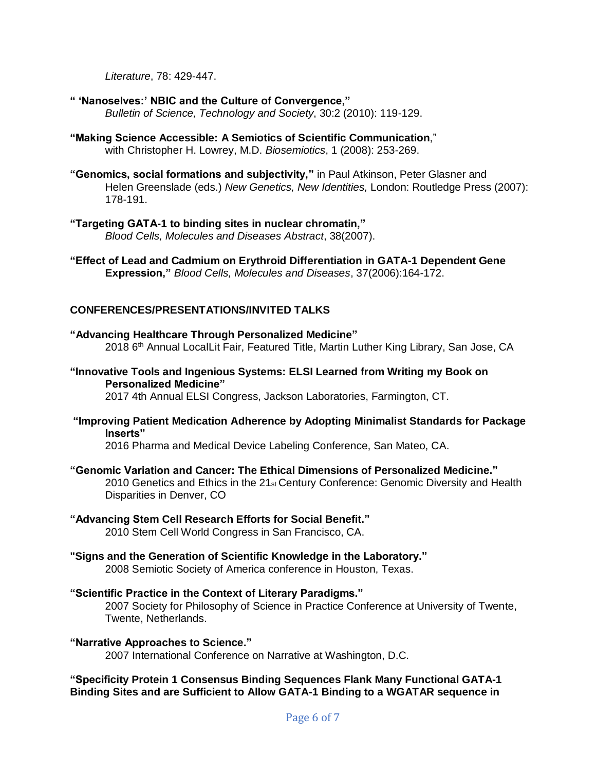*Literature*, 78: 429-447.

**" 'Nanoselves:' NBIC and the Culture of Convergence,"**
*Bulletin of Science, Technology and Society*, 30:2 (2010): 119-129.

**"Making Science Accessible: A Semiotics of Scientific Communication**,"
with Christopher H. Lowrey, M.D. *Biosemiotics*, 1 (2008): 253-269.

**"Genomics, social formations and subjectivity,"** in Paul Atkinson, Peter Glasner and Helen Greenslade (eds.) *New Genetics, New Identities,* London: Routledge Press (2007): 178-191.

**"Targeting GATA-1 to binding sites in nuclear chromatin,"**
*Blood Cells, Molecules and Diseases Abstract*, 38(2007).

**"Effect of Lead and Cadmium on Erythroid Differentiation in GATA-1 Dependent Gene Expression,"** *Blood Cells, Molecules and Diseases*, 37(2006):164-172.

## CONFERENCES/PRESENTATIONS/INVITED TALKS

**"Advancing Healthcare Through Personalized Medicine"**
2018 6th Annual LocalLit Fair, Featured Title, Martin Luther King Library, San Jose, CA

**"Innovative Tools and Ingenious Systems: ELSI Learned from Writing my Book on Personalized Medicine"**
2017 4th Annual ELSI Congress, Jackson Laboratories, Farmington, CT.

**"Improving Patient Medication Adherence by Adopting Minimalist Standards for Package Inserts"**
2016 Pharma and Medical Device Labeling Conference, San Mateo, CA.

**"Genomic Variation and Cancer: The Ethical Dimensions of Personalized Medicine."**
2010 Genetics and Ethics in the 21st Century Conference: Genomic Diversity and Health Disparities in Denver, CO

**"Advancing Stem Cell Research Efforts for Social Benefit."**
2010 Stem Cell World Congress in San Francisco, CA.

**"Signs and the Generation of Scientific Knowledge in the Laboratory."**
2008 Semiotic Society of America conference in Houston, Texas.

**"Scientific Practice in the Context of Literary Paradigms."**
2007 Society for Philosophy of Science in Practice Conference at University of Twente, Twente, Netherlands.

**"Narrative Approaches to Science."**
2007 International Conference on Narrative at Washington, D.C.

**"Specificity Protein 1 Consensus Binding Sequences Flank Many Functional GATA-1 Binding Sites and are Sufficient to Allow GATA-1 Binding to a WGATAR sequence in**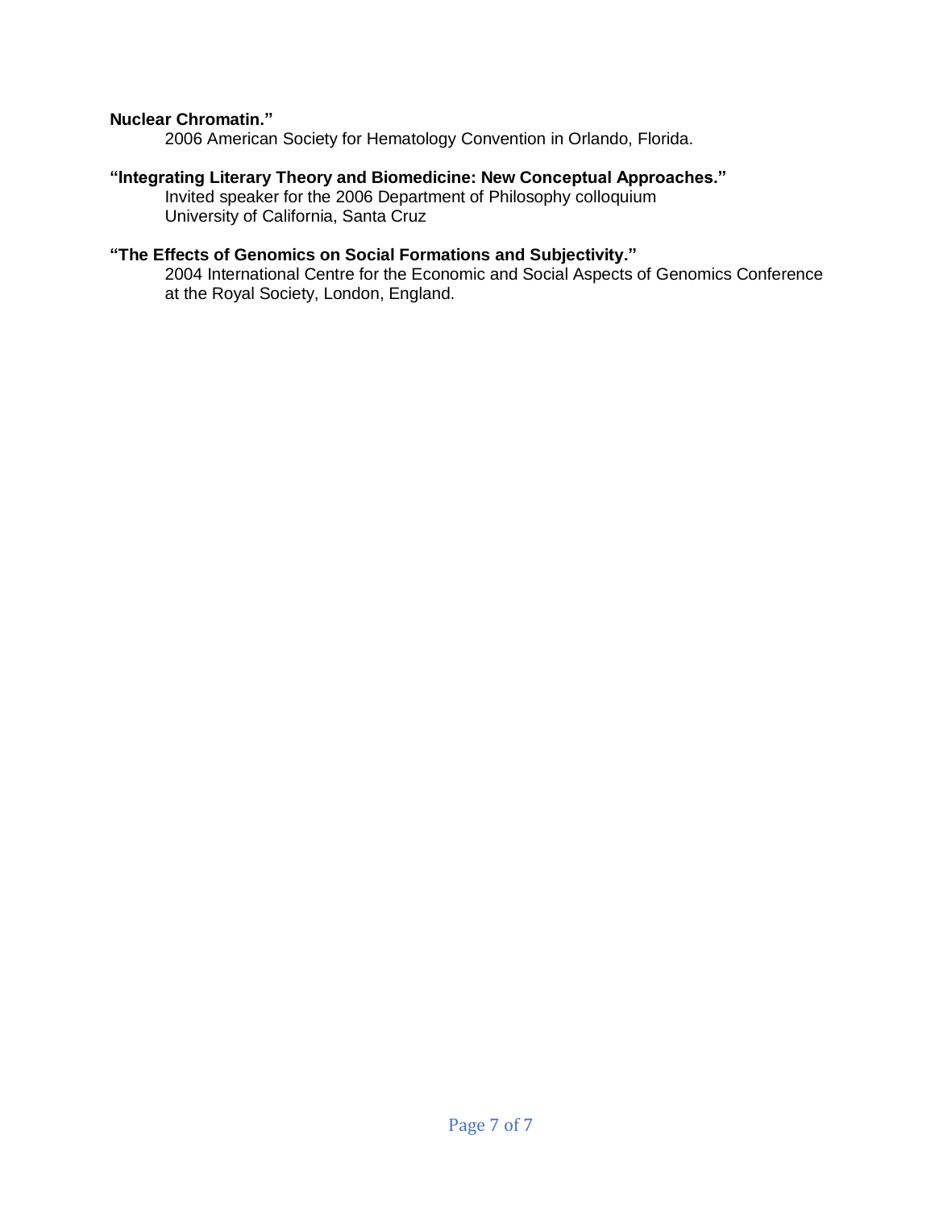**Nuclear Chromatin."**

2006 American Society for Hematology Convention in Orlando, Florida.

**"Integrating Literary Theory and Biomedicine: New Conceptual Approaches."**

Invited speaker for the 2006 Department of Philosophy colloquium
University of California, Santa Cruz

**"The Effects of Genomics on Social Formations and Subjectivity."**

2004 International Centre for the Economic and Social Aspects of Genomics Conference at the Royal Society, London, England.